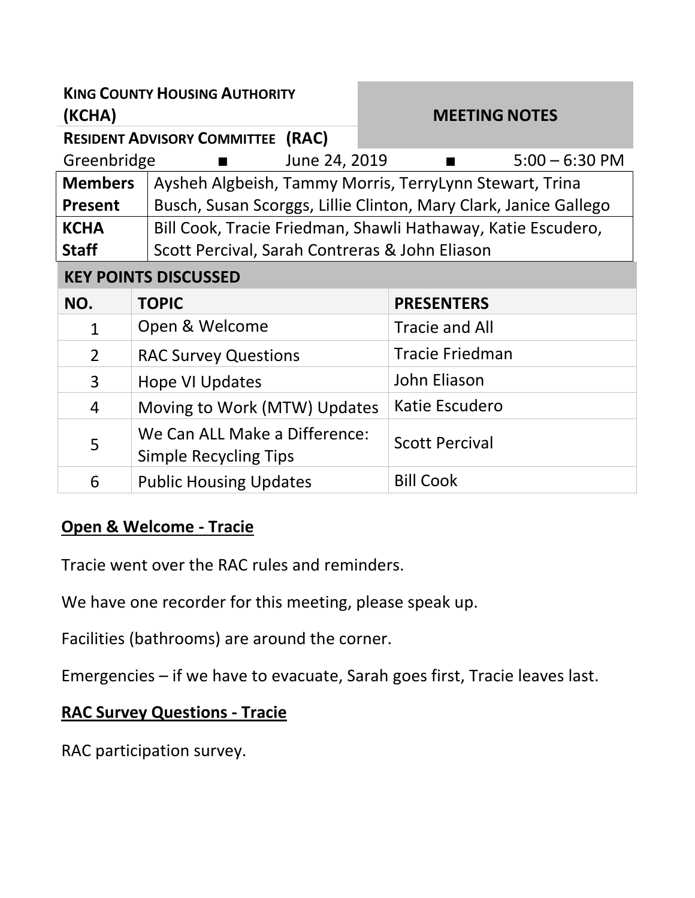**KING COUNTY HOUSING AUTHORITY (KCHA)**

**RESIDENT ADVISORY COMMITTEE (RAC)**

**MEETING NOTES**

Greenbridge ■ June 24, 2019 ■ 5:00 – 6:30 PM

| | |
|---|---|
| **Members Present** | Aysheh Algbeish, Tammy Morris, TerryLynn Stewart, Trina Busch, Susan Scorggs, Lillie Clinton, Mary Clark, Janice Gallego |
| **KCHA Staff** | Bill Cook, Tracie Friedman, Shawli Hathaway, Katie Escudero, Scott Percival, Sarah Contreras & John Eliason |

## KEY POINTS DISCUSSED

| NO. | TOPIC | PRESENTERS |
|---|---|---|
| 1 | Open & Welcome | Tracie and All |
| 2 | RAC Survey Questions | Tracie Friedman |
| 3 | Hope VI Updates | John Eliason |
| 4 | Moving to Work (MTW) Updates | Katie Escudero |
| 5 | We Can ALL Make a Difference: Simple Recycling Tips | Scott Percival |
| 6 | Public Housing Updates | Bill Cook |

**Open & Welcome - Tracie**

Tracie went over the RAC rules and reminders.

We have one recorder for this meeting, please speak up.

Facilities (bathrooms) are around the corner.

Emergencies – if we have to evacuate, Sarah goes first, Tracie leaves last.

**RAC Survey Questions - Tracie**

RAC participation survey.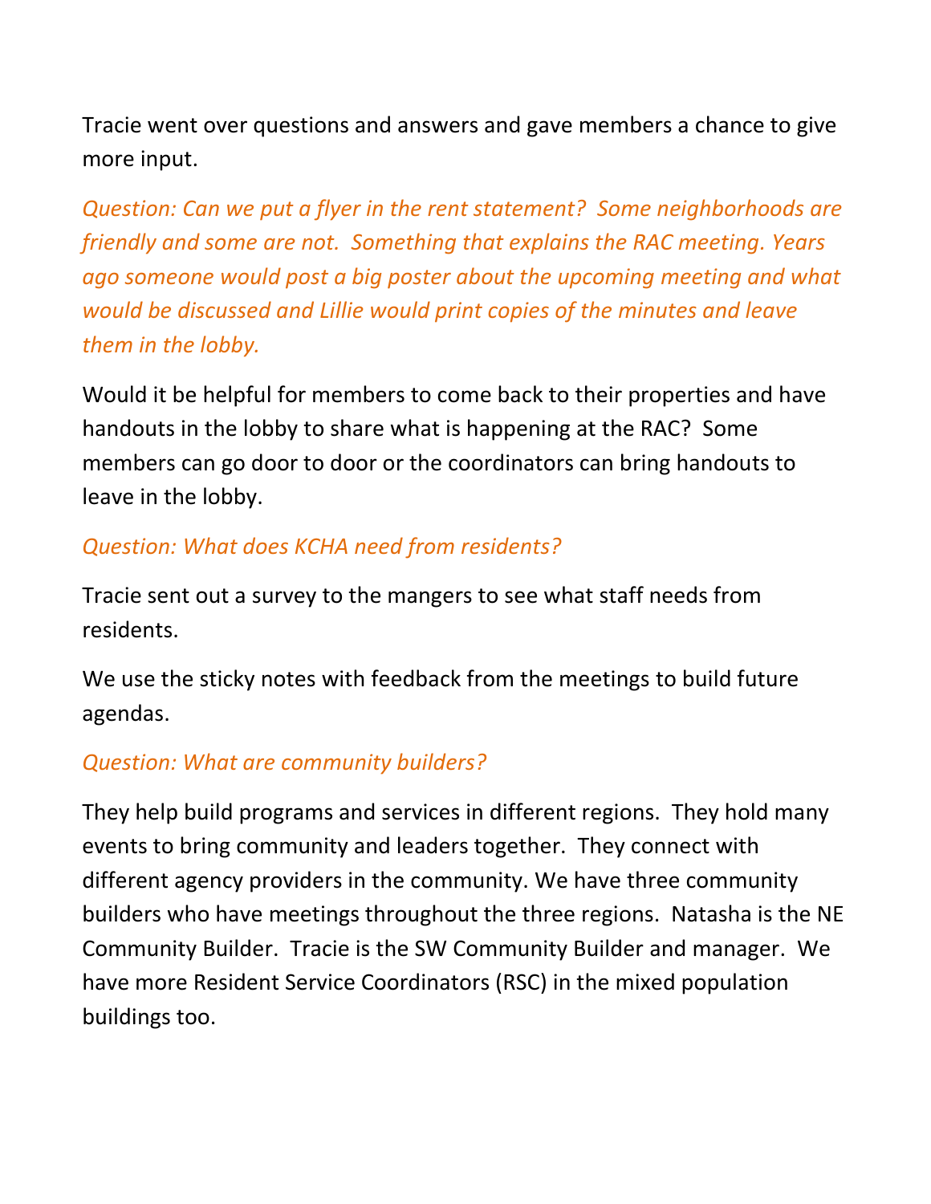Tracie went over questions and answers and gave members a chance to give more input.

*Question: Can we put a flyer in the rent statement? Some neighborhoods are friendly and some are not. Something that explains the RAC meeting. Years ago someone would post a big poster about the upcoming meeting and what would be discussed and Lillie would print copies of the minutes and leave them in the lobby.*

Would it be helpful for members to come back to their properties and have handouts in the lobby to share what is happening at the RAC? Some members can go door to door or the coordinators can bring handouts to leave in the lobby.

*Question: What does KCHA need from residents?*

Tracie sent out a survey to the mangers to see what staff needs from residents.

We use the sticky notes with feedback from the meetings to build future agendas.

*Question: What are community builders?*

They help build programs and services in different regions. They hold many events to bring community and leaders together. They connect with different agency providers in the community. We have three community builders who have meetings throughout the three regions. Natasha is the NE Community Builder. Tracie is the SW Community Builder and manager. We have more Resident Service Coordinators (RSC) in the mixed population buildings too.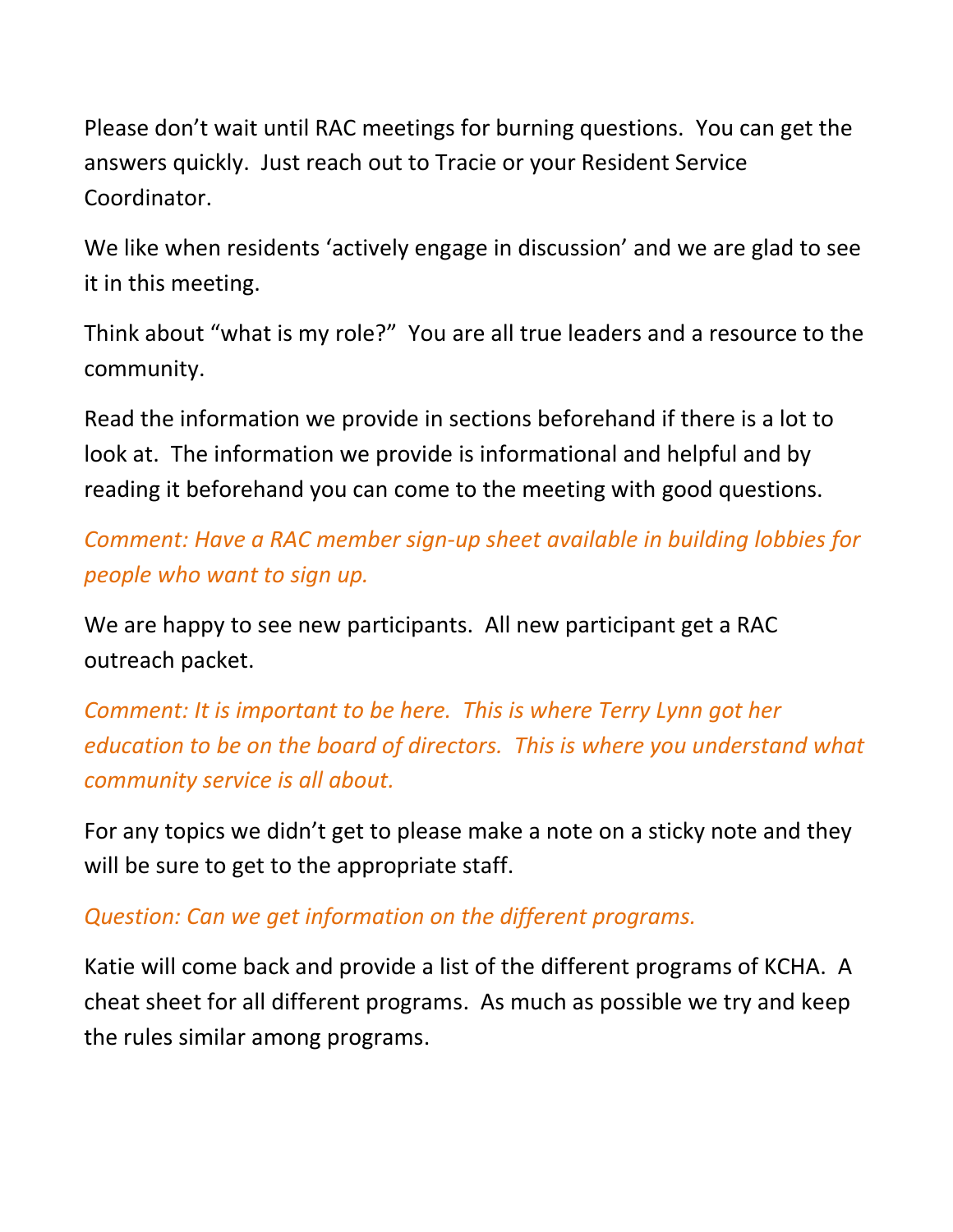Please don't wait until RAC meetings for burning questions. You can get the answers quickly. Just reach out to Tracie or your Resident Service Coordinator.

We like when residents 'actively engage in discussion' and we are glad to see it in this meeting.

Think about "what is my role?" You are all true leaders and a resource to the community.

Read the information we provide in sections beforehand if there is a lot to look at. The information we provide is informational and helpful and by reading it beforehand you can come to the meeting with good questions.

*Comment: Have a RAC member sign-up sheet available in building lobbies for people who want to sign up.*

We are happy to see new participants. All new participant get a RAC outreach packet.

*Comment: It is important to be here. This is where Terry Lynn got her education to be on the board of directors. This is where you understand what community service is all about.*

For any topics we didn't get to please make a note on a sticky note and they will be sure to get to the appropriate staff.

*Question: Can we get information on the different programs.*

Katie will come back and provide a list of the different programs of KCHA. A cheat sheet for all different programs. As much as possible we try and keep the rules similar among programs.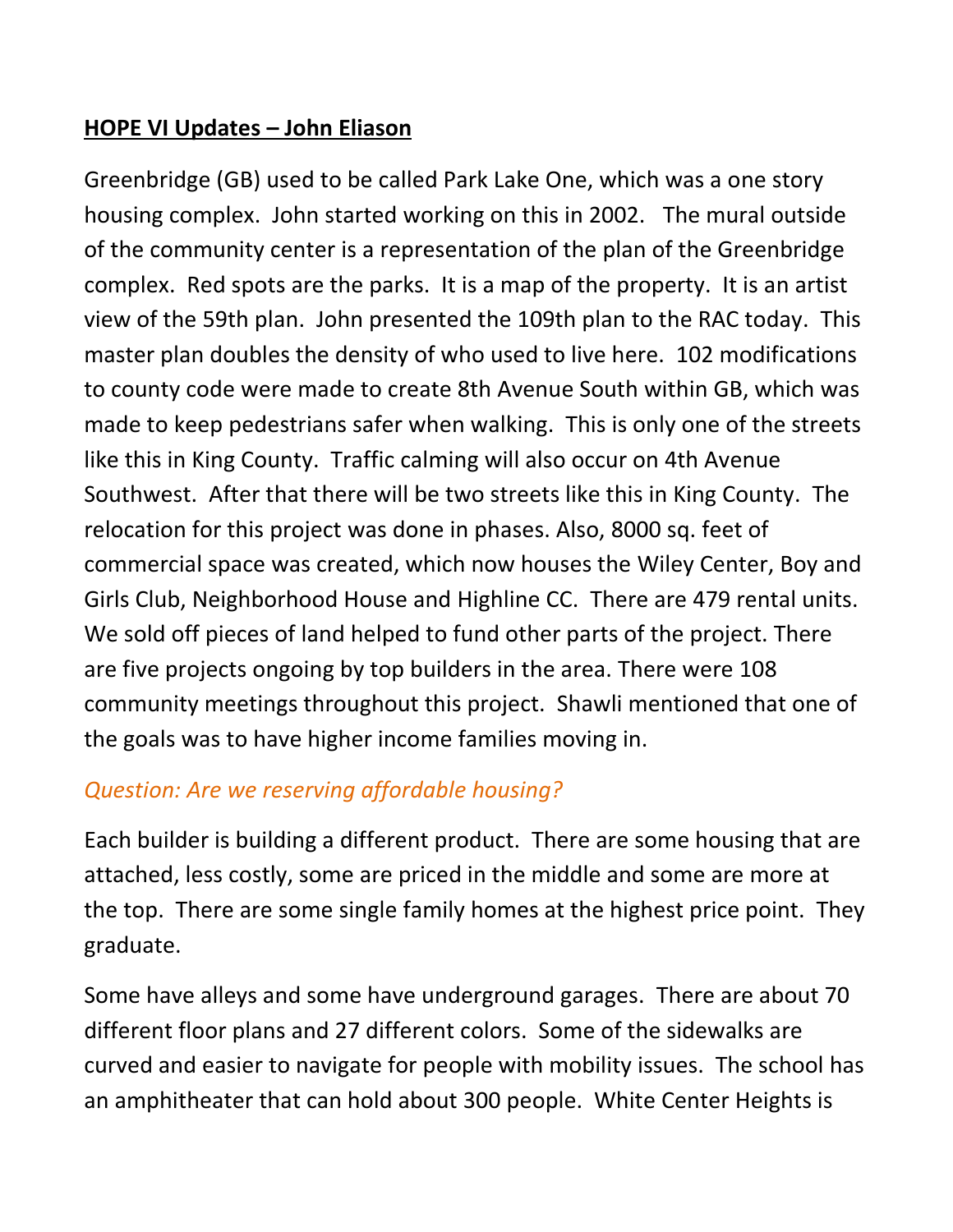**HOPE VI Updates – John Eliason**

Greenbridge (GB) used to be called Park Lake One, which was a one story housing complex. John started working on this in 2002. The mural outside of the community center is a representation of the plan of the Greenbridge complex. Red spots are the parks. It is a map of the property. It is an artist view of the 59th plan. John presented the 109th plan to the RAC today. This master plan doubles the density of who used to live here. 102 modifications to county code were made to create 8th Avenue South within GB, which was made to keep pedestrians safer when walking. This is only one of the streets like this in King County. Traffic calming will also occur on 4th Avenue Southwest. After that there will be two streets like this in King County. The relocation for this project was done in phases. Also, 8000 sq. feet of commercial space was created, which now houses the Wiley Center, Boy and Girls Club, Neighborhood House and Highline CC. There are 479 rental units. We sold off pieces of land helped to fund other parts of the project. There are five projects ongoing by top builders in the area. There were 108 community meetings throughout this project. Shawli mentioned that one of the goals was to have higher income families moving in.

*Question: Are we reserving affordable housing?*

Each builder is building a different product. There are some housing that are attached, less costly, some are priced in the middle and some are more at the top. There are some single family homes at the highest price point. They graduate.

Some have alleys and some have underground garages. There are about 70 different floor plans and 27 different colors. Some of the sidewalks are curved and easier to navigate for people with mobility issues. The school has an amphitheater that can hold about 300 people. White Center Heights is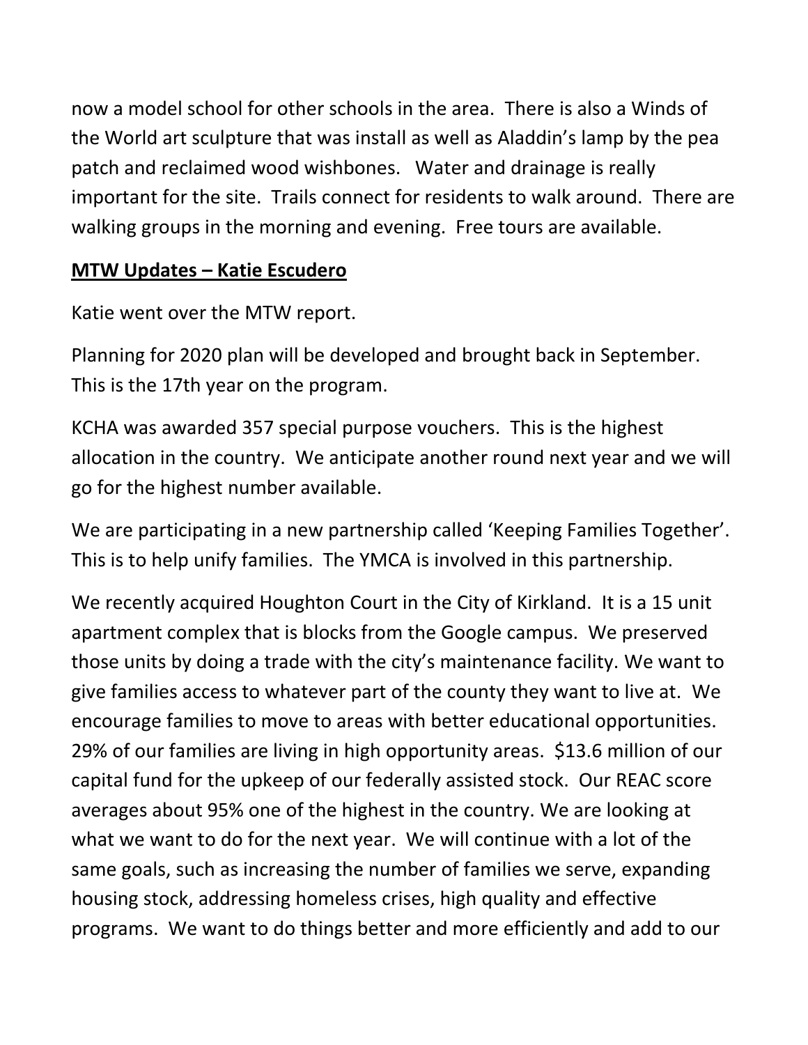now a model school for other schools in the area. There is also a Winds of the World art sculpture that was install as well as Aladdin's lamp by the pea patch and reclaimed wood wishbones. Water and drainage is really important for the site. Trails connect for residents to walk around. There are walking groups in the morning and evening. Free tours are available.

**<u>MTW Updates – Katie Escudero</u>**

Katie went over the MTW report.

Planning for 2020 plan will be developed and brought back in September. This is the 17th year on the program.

KCHA was awarded 357 special purpose vouchers. This is the highest allocation in the country. We anticipate another round next year and we will go for the highest number available.

We are participating in a new partnership called 'Keeping Families Together'. This is to help unify families. The YMCA is involved in this partnership.

We recently acquired Houghton Court in the City of Kirkland. It is a 15 unit apartment complex that is blocks from the Google campus. We preserved those units by doing a trade with the city's maintenance facility. We want to give families access to whatever part of the county they want to live at. We encourage families to move to areas with better educational opportunities. 29% of our families are living in high opportunity areas. $13.6 million of our capital fund for the upkeep of our federally assisted stock. Our REAC score averages about 95% one of the highest in the country. We are looking at what we want to do for the next year. We will continue with a lot of the same goals, such as increasing the number of families we serve, expanding housing stock, addressing homeless crises, high quality and effective programs. We want to do things better and more efficiently and add to our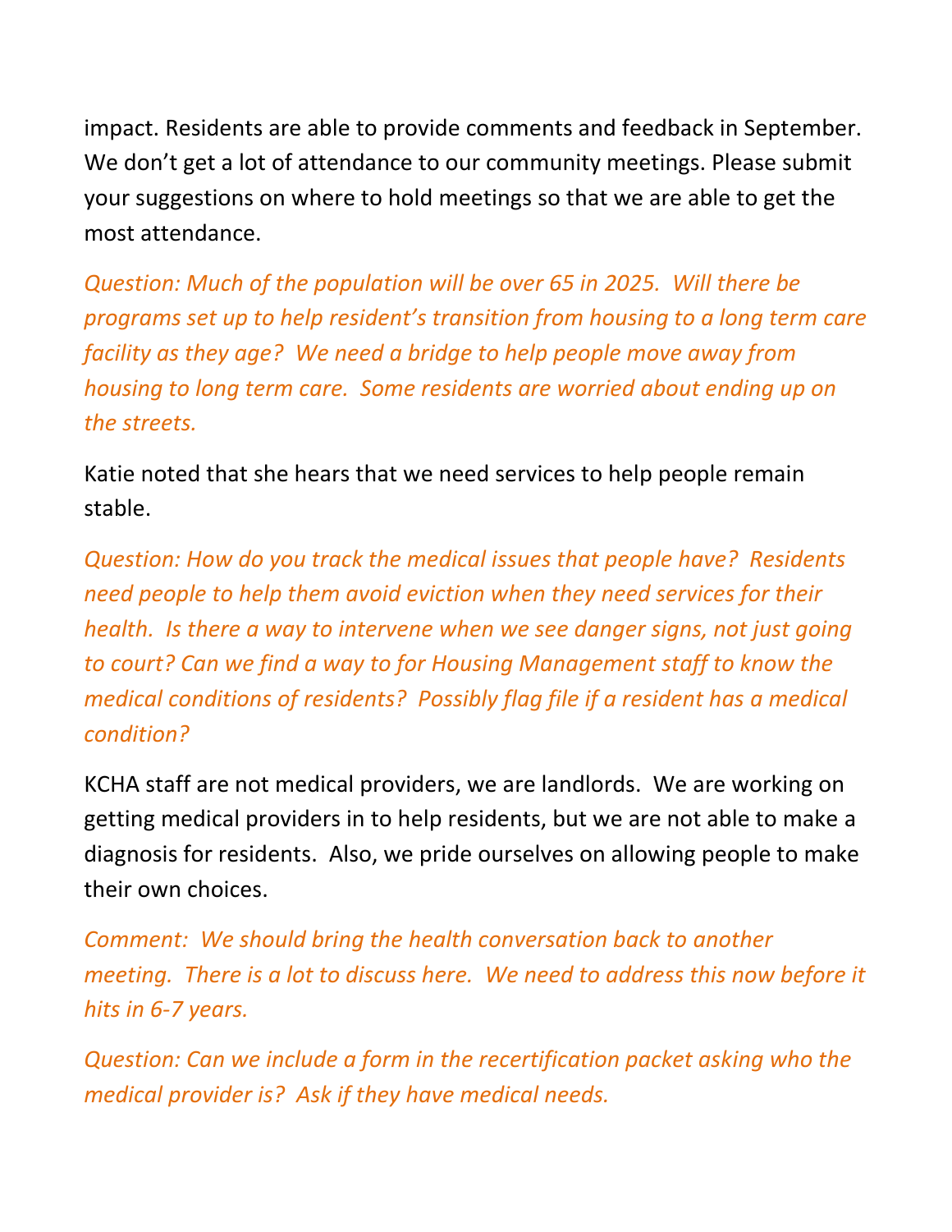impact. Residents are able to provide comments and feedback in September. We don't get a lot of attendance to our community meetings. Please submit your suggestions on where to hold meetings so that we are able to get the most attendance.

*Question: Much of the population will be over 65 in 2025. Will there be programs set up to help resident's transition from housing to a long term care facility as they age? We need a bridge to help people move away from housing to long term care. Some residents are worried about ending up on the streets.*

Katie noted that she hears that we need services to help people remain stable.

*Question: How do you track the medical issues that people have? Residents need people to help them avoid eviction when they need services for their health. Is there a way to intervene when we see danger signs, not just going to court? Can we find a way to for Housing Management staff to know the medical conditions of residents? Possibly flag file if a resident has a medical condition?*

KCHA staff are not medical providers, we are landlords. We are working on getting medical providers in to help residents, but we are not able to make a diagnosis for residents. Also, we pride ourselves on allowing people to make their own choices.

*Comment: We should bring the health conversation back to another meeting. There is a lot to discuss here. We need to address this now before it hits in 6-7 years.*

*Question: Can we include a form in the recertification packet asking who the medical provider is? Ask if they have medical needs.*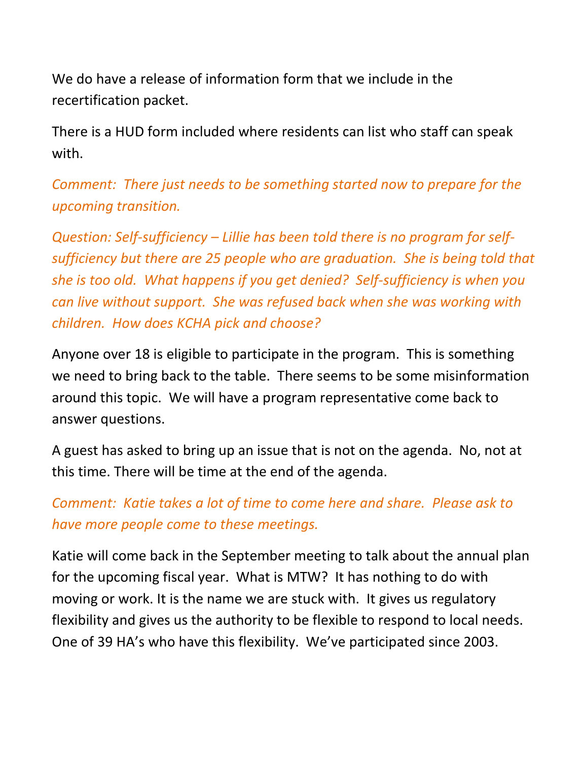We do have a release of information form that we include in the recertification packet.

There is a HUD form included where residents can list who staff can speak with.

*Comment: There just needs to be something started now to prepare for the upcoming transition.*

*Question: Self-sufficiency – Lillie has been told there is no program for self-sufficiency but there are 25 people who are graduation. She is being told that she is too old. What happens if you get denied? Self-sufficiency is when you can live without support. She was refused back when she was working with children. How does KCHA pick and choose?*

Anyone over 18 is eligible to participate in the program. This is something we need to bring back to the table. There seems to be some misinformation around this topic. We will have a program representative come back to answer questions.

A guest has asked to bring up an issue that is not on the agenda. No, not at this time. There will be time at the end of the agenda.

*Comment: Katie takes a lot of time to come here and share. Please ask to have more people come to these meetings.*

Katie will come back in the September meeting to talk about the annual plan for the upcoming fiscal year. What is MTW? It has nothing to do with moving or work. It is the name we are stuck with. It gives us regulatory flexibility and gives us the authority to be flexible to respond to local needs. One of 39 HA's who have this flexibility. We've participated since 2003.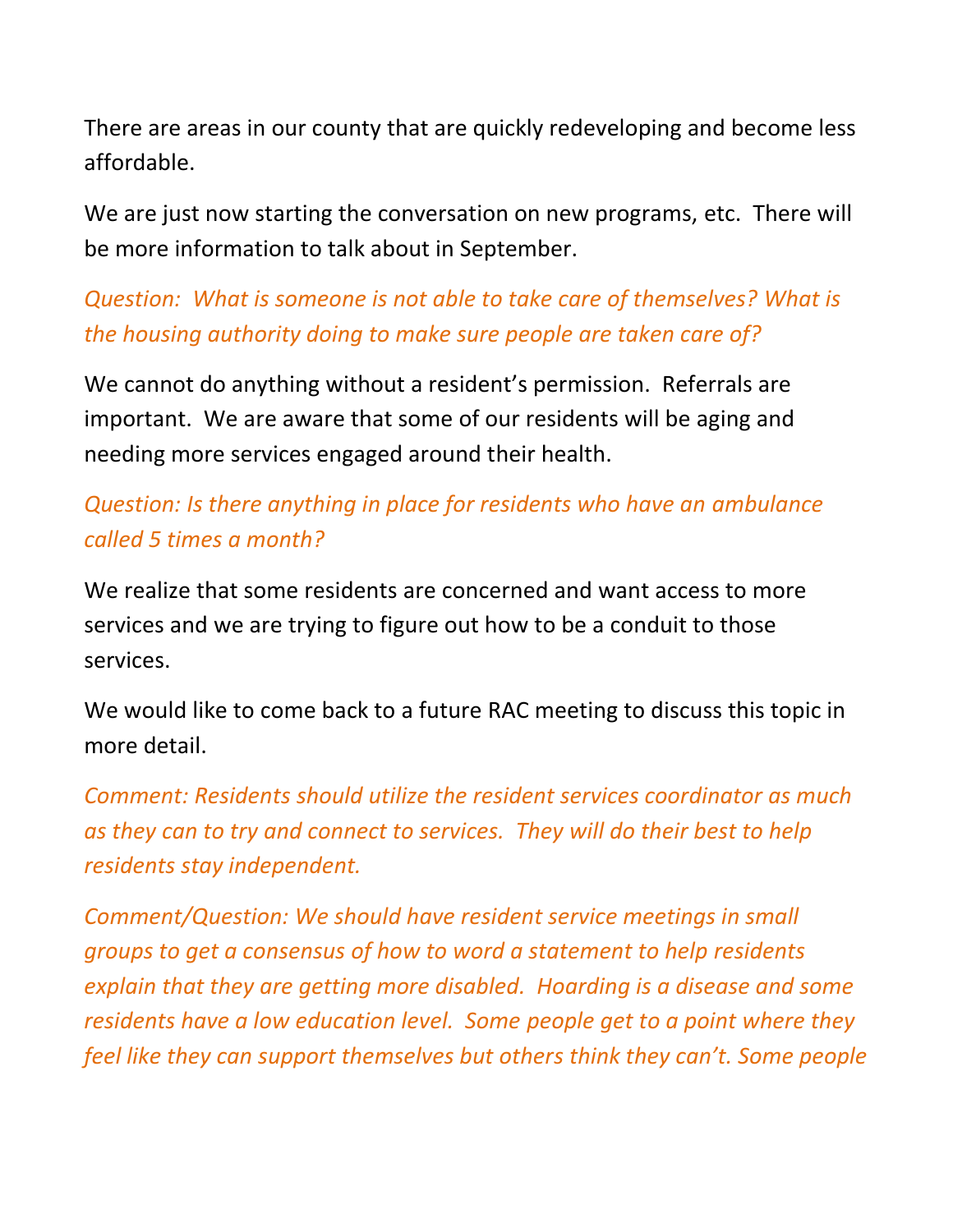There are areas in our county that are quickly redeveloping and become less affordable.

We are just now starting the conversation on new programs, etc. There will be more information to talk about in September.

*Question: What is someone is not able to take care of themselves? What is the housing authority doing to make sure people are taken care of?*

We cannot do anything without a resident's permission. Referrals are important. We are aware that some of our residents will be aging and needing more services engaged around their health.

*Question: Is there anything in place for residents who have an ambulance called 5 times a month?*

We realize that some residents are concerned and want access to more services and we are trying to figure out how to be a conduit to those services.

We would like to come back to a future RAC meeting to discuss this topic in more detail.

*Comment: Residents should utilize the resident services coordinator as much as they can to try and connect to services. They will do their best to help residents stay independent.*

*Comment/Question: We should have resident service meetings in small groups to get a consensus of how to word a statement to help residents explain that they are getting more disabled. Hoarding is a disease and some residents have a low education level. Some people get to a point where they feel like they can support themselves but others think they can't. Some people*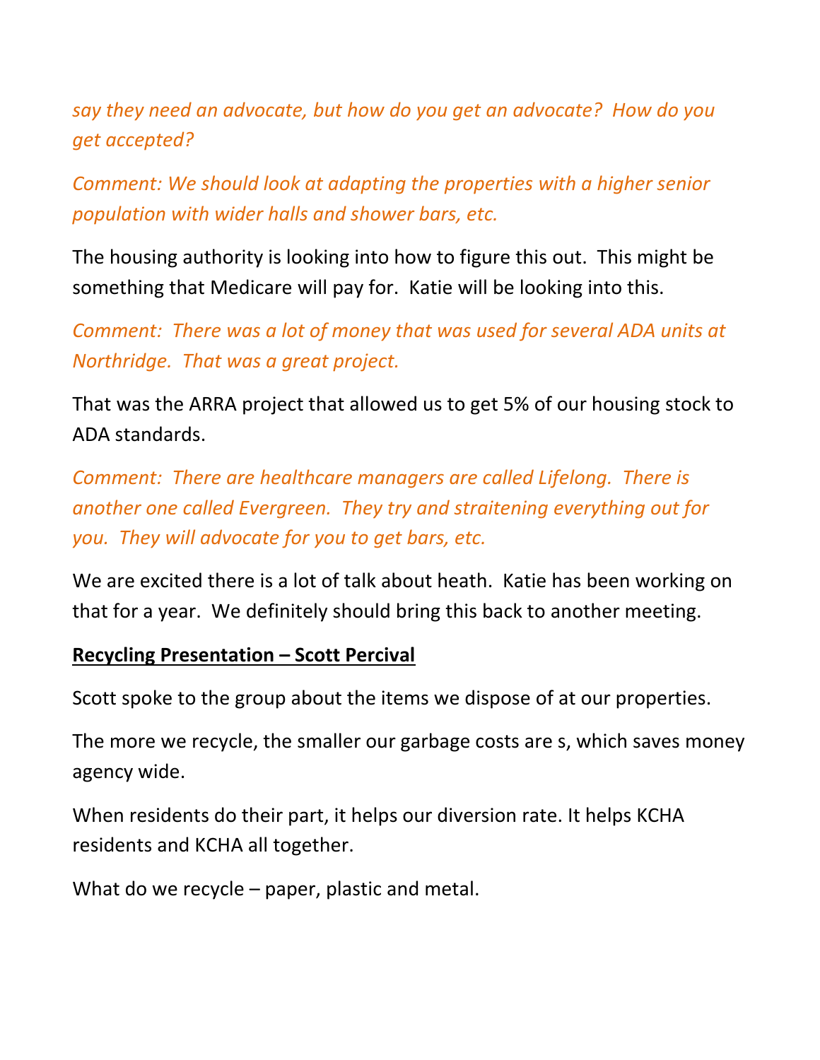*say they need an advocate, but how do you get an advocate?  How do you get accepted?*

*Comment: We should look at adapting the properties with a higher senior population with wider halls and shower bars, etc.*

The housing authority is looking into how to figure this out.  This might be something that Medicare will pay for.  Katie will be looking into this.

*Comment:  There was a lot of money that was used for several ADA units at Northridge.  That was a great project.*

That was the ARRA project that allowed us to get 5% of our housing stock to ADA standards.

*Comment:  There are healthcare managers are called Lifelong.  There is another one called Evergreen.  They try and straitening everything out for you.  They will advocate for you to get bars, etc.*

We are excited there is a lot of talk about heath.  Katie has been working on that for a year.  We definitely should bring this back to another meeting.

**<u>Recycling Presentation – Scott Percival</u>**

Scott spoke to the group about the items we dispose of at our properties.

The more we recycle, the smaller our garbage costs are s, which saves money agency wide.

When residents do their part, it helps our diversion rate. It helps KCHA residents and KCHA all together.

What do we recycle – paper, plastic and metal.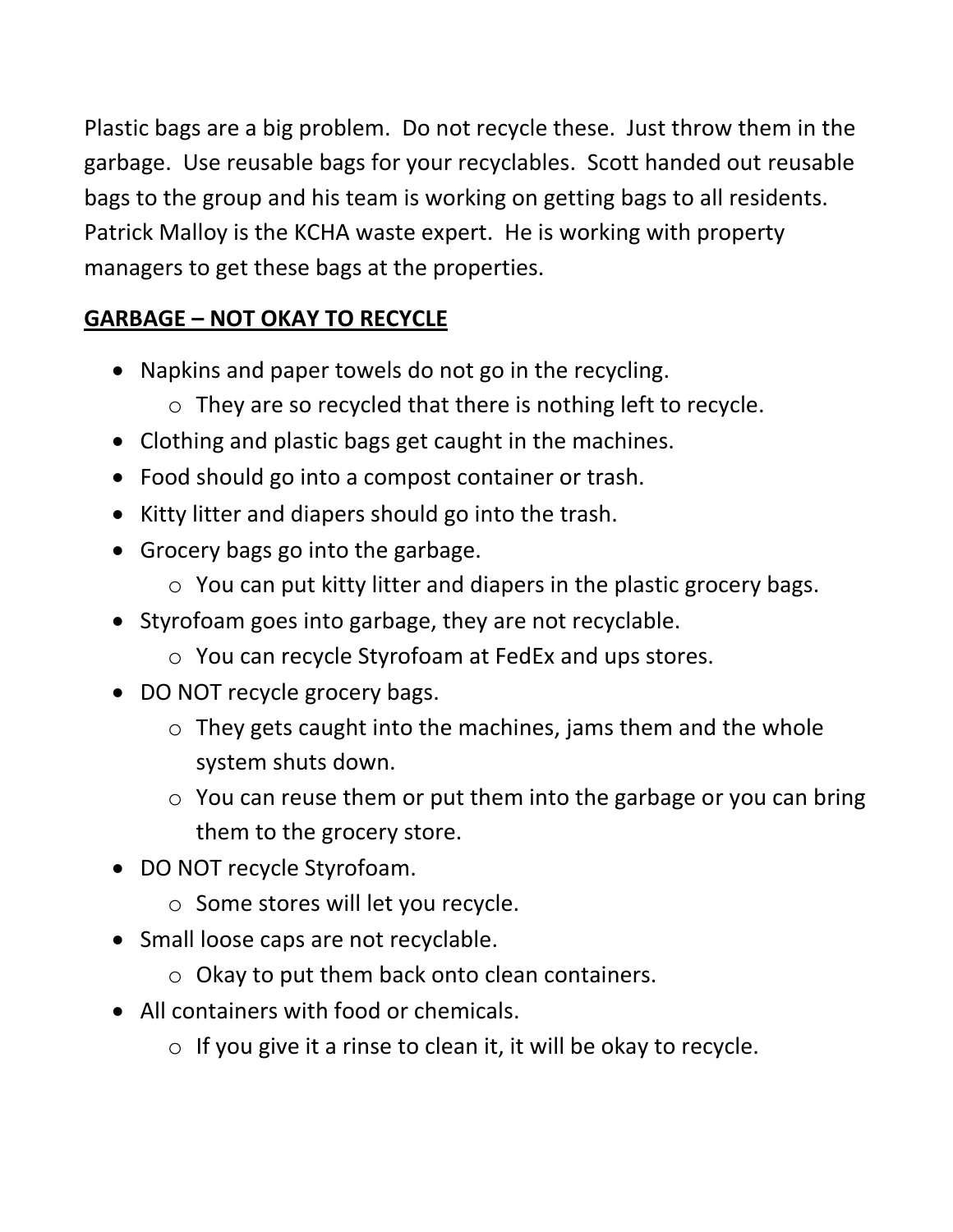Plastic bags are a big problem. Do not recycle these. Just throw them in the garbage. Use reusable bags for your recyclables. Scott handed out reusable bags to the group and his team is working on getting bags to all residents. Patrick Malloy is the KCHA waste expert. He is working with property managers to get these bags at the properties.

**<u>GARBAGE – NOT OKAY TO RECYCLE</u>**

- Napkins and paper towels do not go in the recycling.
  - They are so recycled that there is nothing left to recycle.
- Clothing and plastic bags get caught in the machines.
- Food should go into a compost container or trash.
- Kitty litter and diapers should go into the trash.
- Grocery bags go into the garbage.
  - You can put kitty litter and diapers in the plastic grocery bags.
- Styrofoam goes into garbage, they are not recyclable.
  - You can recycle Styrofoam at FedEx and ups stores.
- DO NOT recycle grocery bags.
  - They gets caught into the machines, jams them and the whole system shuts down.
  - You can reuse them or put them into the garbage or you can bring them to the grocery store.
- DO NOT recycle Styrofoam.
  - Some stores will let you recycle.
- Small loose caps are not recyclable.
  - Okay to put them back onto clean containers.
- All containers with food or chemicals.
  - If you give it a rinse to clean it, it will be okay to recycle.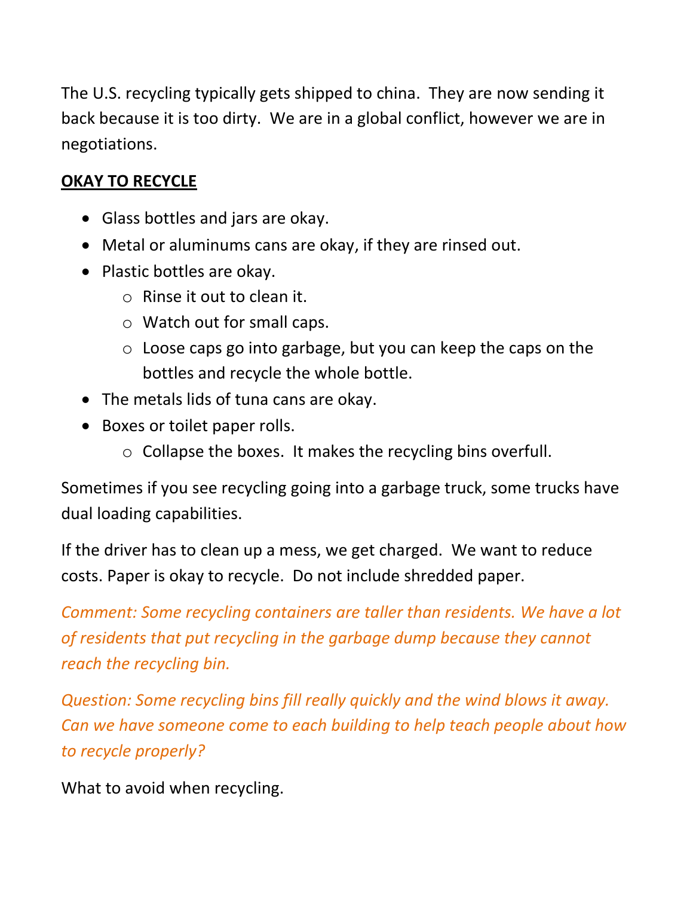The U.S. recycling typically gets shipped to china. They are now sending it back because it is too dirty. We are in a global conflict, however we are in negotiations.

**OKAY TO RECYCLE**

- Glass bottles and jars are okay.
- Metal or aluminums cans are okay, if they are rinsed out.
- Plastic bottles are okay.
  - Rinse it out to clean it.
  - Watch out for small caps.
  - Loose caps go into garbage, but you can keep the caps on the bottles and recycle the whole bottle.
- The metals lids of tuna cans are okay.
- Boxes or toilet paper rolls.
  - Collapse the boxes. It makes the recycling bins overfull.

Sometimes if you see recycling going into a garbage truck, some trucks have dual loading capabilities.

If the driver has to clean up a mess, we get charged. We want to reduce costs. Paper is okay to recycle. Do not include shredded paper.

*Comment: Some recycling containers are taller than residents. We have a lot of residents that put recycling in the garbage dump because they cannot reach the recycling bin.*

*Question: Some recycling bins fill really quickly and the wind blows it away. Can we have someone come to each building to help teach people about how to recycle properly?*

What to avoid when recycling.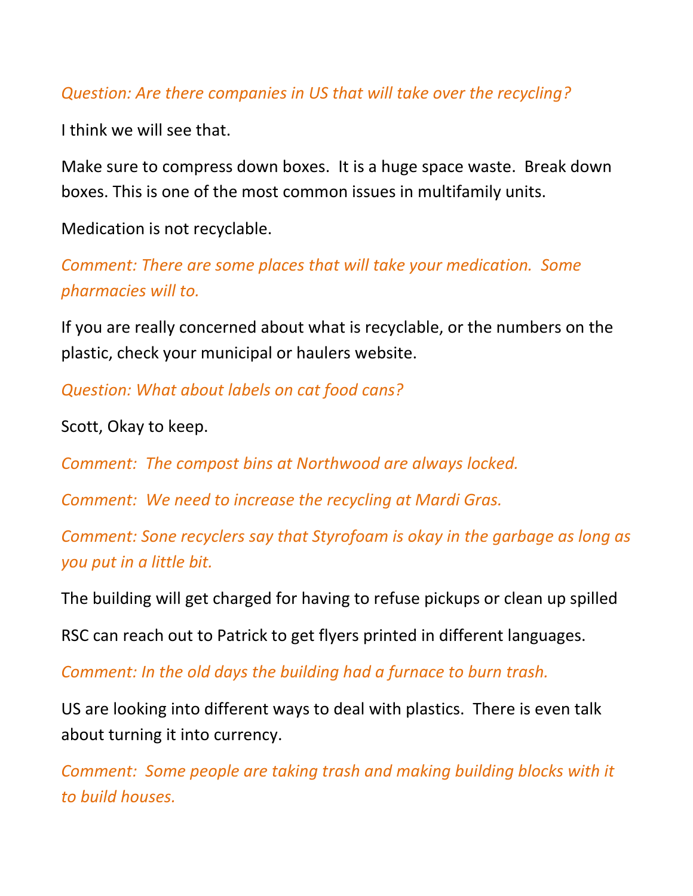*Question: Are there companies in US that will take over the recycling?*

I think we will see that.

Make sure to compress down boxes. It is a huge space waste. Break down boxes. This is one of the most common issues in multifamily units.

Medication is not recyclable.

*Comment: There are some places that will take your medication. Some pharmacies will to.*

If you are really concerned about what is recyclable, or the numbers on the plastic, check your municipal or haulers website.

*Question: What about labels on cat food cans?*

Scott, Okay to keep.

*Comment: The compost bins at Northwood are always locked.*

*Comment: We need to increase the recycling at Mardi Gras.*

*Comment: Sone recyclers say that Styrofoam is okay in the garbage as long as you put in a little bit.*

The building will get charged for having to refuse pickups or clean up spilled

RSC can reach out to Patrick to get flyers printed in different languages.

*Comment: In the old days the building had a furnace to burn trash.*

US are looking into different ways to deal with plastics. There is even talk about turning it into currency.

*Comment: Some people are taking trash and making building blocks with it to build houses.*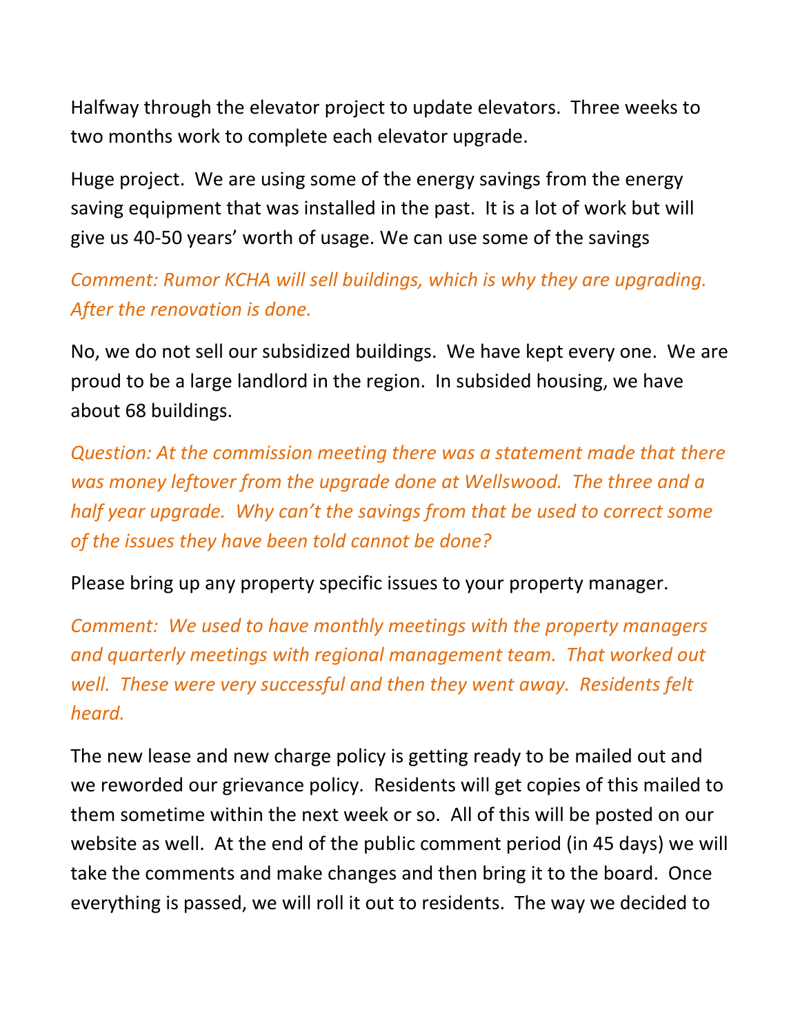Halfway through the elevator project to update elevators. Three weeks to two months work to complete each elevator upgrade.

Huge project. We are using some of the energy savings from the energy saving equipment that was installed in the past. It is a lot of work but will give us 40-50 years' worth of usage. We can use some of the savings

*Comment: Rumor KCHA will sell buildings, which is why they are upgrading. After the renovation is done.*

No, we do not sell our subsidized buildings. We have kept every one. We are proud to be a large landlord in the region. In subsided housing, we have about 68 buildings.

*Question: At the commission meeting there was a statement made that there was money leftover from the upgrade done at Wellswood. The three and a half year upgrade. Why can't the savings from that be used to correct some of the issues they have been told cannot be done?*

Please bring up any property specific issues to your property manager.

*Comment: We used to have monthly meetings with the property managers and quarterly meetings with regional management team. That worked out well. These were very successful and then they went away. Residents felt heard.*

The new lease and new charge policy is getting ready to be mailed out and we reworded our grievance policy. Residents will get copies of this mailed to them sometime within the next week or so. All of this will be posted on our website as well. At the end of the public comment period (in 45 days) we will take the comments and make changes and then bring it to the board. Once everything is passed, we will roll it out to residents. The way we decided to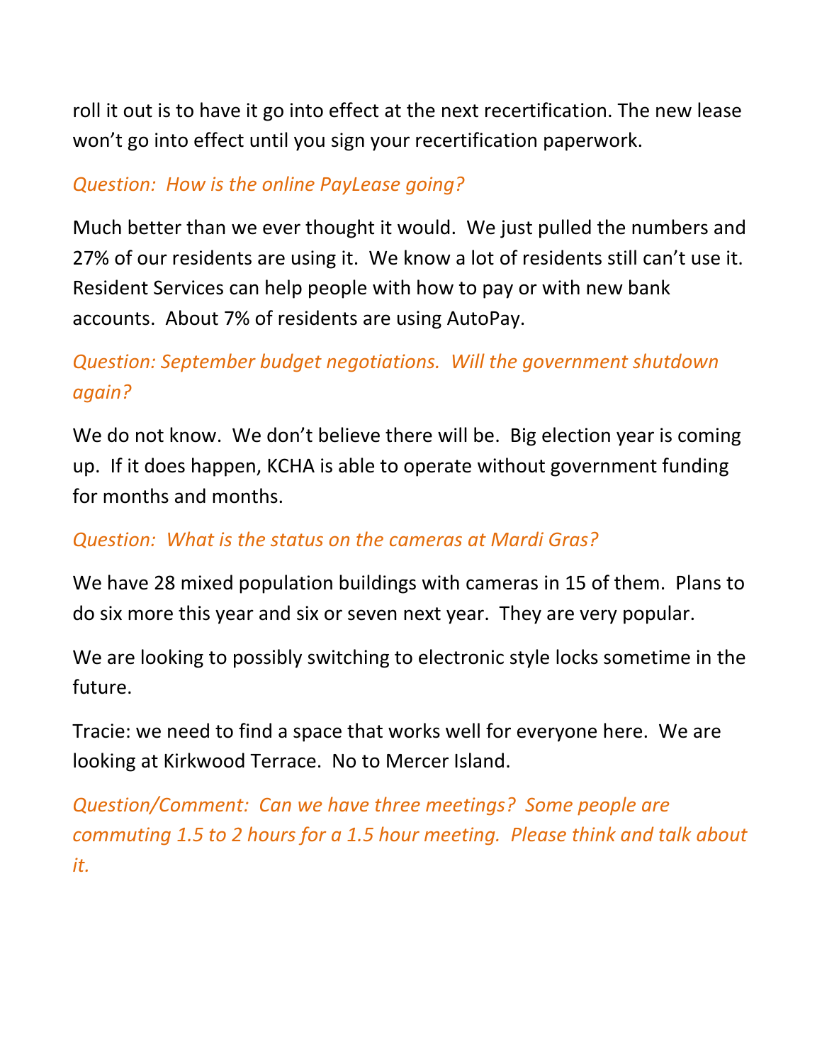roll it out is to have it go into effect at the next recertification. The new lease won't go into effect until you sign your recertification paperwork.

*Question: How is the online PayLease going?*

Much better than we ever thought it would. We just pulled the numbers and 27% of our residents are using it. We know a lot of residents still can't use it. Resident Services can help people with how to pay or with new bank accounts. About 7% of residents are using AutoPay.

*Question: September budget negotiations. Will the government shutdown again?*

We do not know. We don't believe there will be. Big election year is coming up. If it does happen, KCHA is able to operate without government funding for months and months.

*Question: What is the status on the cameras at Mardi Gras?*

We have 28 mixed population buildings with cameras in 15 of them. Plans to do six more this year and six or seven next year. They are very popular.

We are looking to possibly switching to electronic style locks sometime in the future.

Tracie: we need to find a space that works well for everyone here. We are looking at Kirkwood Terrace. No to Mercer Island.

*Question/Comment: Can we have three meetings? Some people are commuting 1.5 to 2 hours for a 1.5 hour meeting. Please think and talk about it.*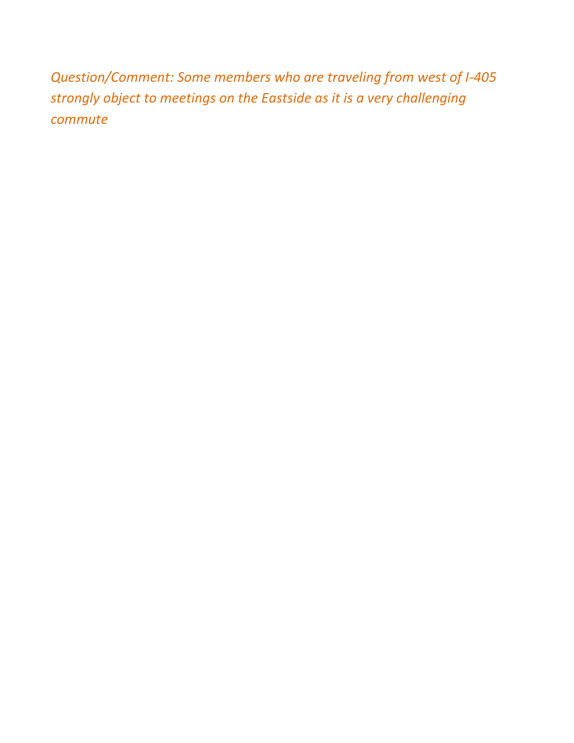*Question/Comment: Some members who are traveling from west of I-405 strongly object to meetings on the Eastside as it is a very challenging commute*